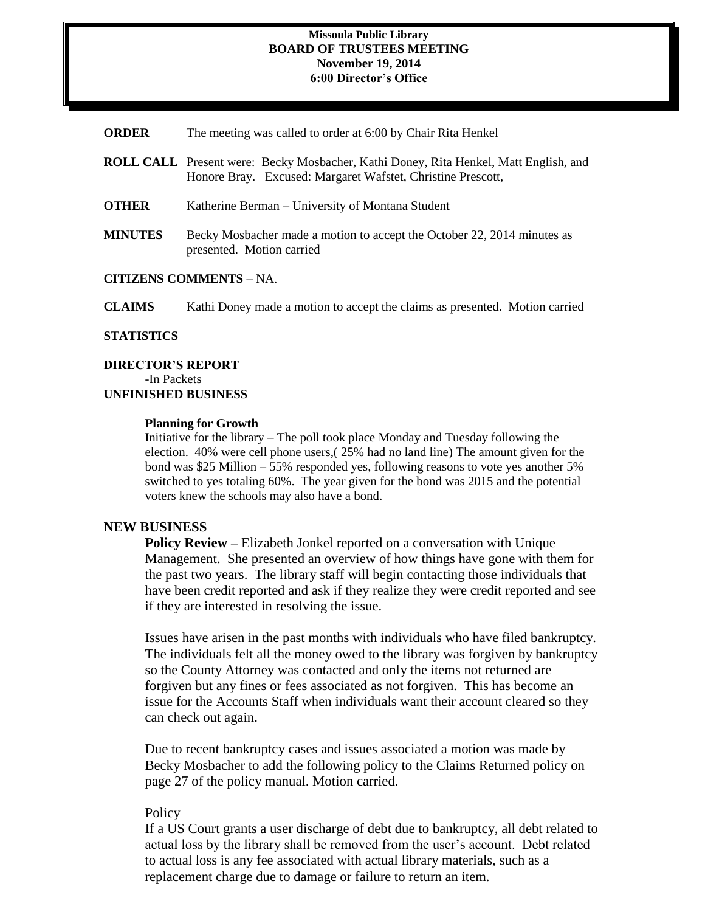**Missoula Public Library**
**BOARD OF TRUSTEES MEETING**
**November 19, 2014**
**6:00 Director's Office**

**ORDER** The meeting was called to order at 6:00 by Chair Rita Henkel

**ROLL CALL** Present were: Becky Mosbacher, Kathi Doney, Rita Henkel, Matt English, and Honore Bray. Excused: Margaret Wafstet, Christine Prescott,

**OTHER** Katherine Berman – University of Montana Student

**MINUTES** Becky Mosbacher made a motion to accept the October 22, 2014 minutes as presented. Motion carried

**CITIZENS COMMENTS** – NA.

**CLAIMS** Kathi Doney made a motion to accept the claims as presented. Motion carried

**STATISTICS**

**DIRECTOR'S REPORT**

-In Packets

**UNFINISHED BUSINESS**

**Planning for Growth**

Initiative for the library – The poll took place Monday and Tuesday following the election. 40% were cell phone users,( 25% had no land line) The amount given for the bond was $25 Million – 55% responded yes, following reasons to vote yes another 5% switched to yes totaling 60%. The year given for the bond was 2015 and the potential voters knew the schools may also have a bond.

## NEW BUSINESS

**Policy Review –** Elizabeth Jonkel reported on a conversation with Unique Management. She presented an overview of how things have gone with them for the past two years. The library staff will begin contacting those individuals that have been credit reported and ask if they realize they were credit reported and see if they are interested in resolving the issue.

Issues have arisen in the past months with individuals who have filed bankruptcy. The individuals felt all the money owed to the library was forgiven by bankruptcy so the County Attorney was contacted and only the items not returned are forgiven but any fines or fees associated as not forgiven. This has become an issue for the Accounts Staff when individuals want their account cleared so they can check out again.

Due to recent bankruptcy cases and issues associated a motion was made by Becky Mosbacher to add the following policy to the Claims Returned policy on page 27 of the policy manual. Motion carried.

Policy

If a US Court grants a user discharge of debt due to bankruptcy, all debt related to actual loss by the library shall be removed from the user's account. Debt related to actual loss is any fee associated with actual library materials, such as a replacement charge due to damage or failure to return an item.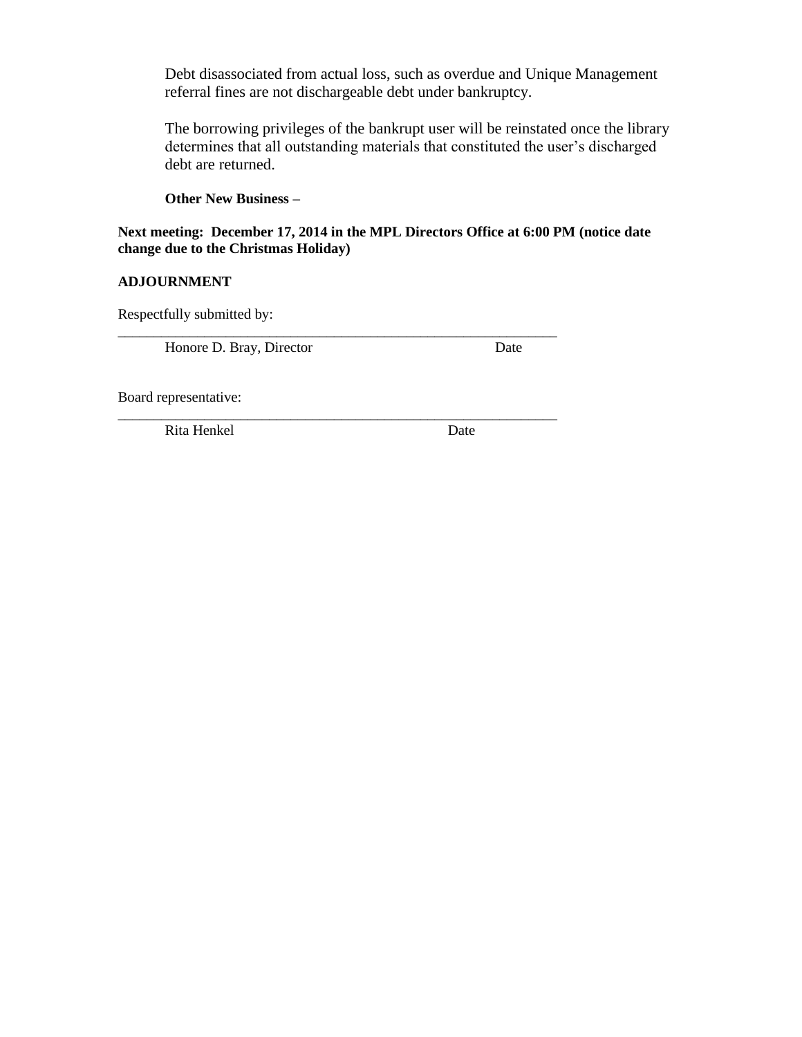Debt disassociated from actual loss, such as overdue and Unique Management referral fines are not dischargeable debt under bankruptcy.

The borrowing privileges of the bankrupt user will be reinstated once the library determines that all outstanding materials that constituted the user's discharged debt are returned.

**Other New Business –**

**Next meeting: December 17, 2014 in the MPL Directors Office at 6:00 PM (notice date change due to the Christmas Holiday)**

**ADJOURNMENT**

Respectfully submitted by:

_______________________________________________________________

Honore D. Bray, Director                                        Date

Board representative:

_______________________________________________________________

Rita Henkel                                        Date